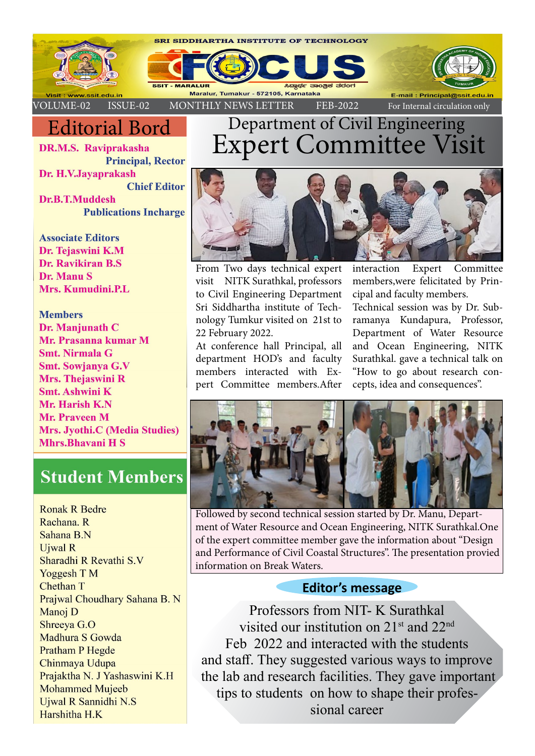# SRI SIDDHARTHA INSTITUTE OF TECHNOLOGY

# FOCUS

SSIT - MARALUR

ಸಿದ್ಧಾರ್ಥ ತಾಂತ್ರಿಕ ತರಂಗ

Maralur, Tumakur - 572105, Karnataka

Visit : www.ssit.edu.in

E-mail : Principal@ssit.edu.in

VOLUME-02 ISSUE-02 MONTHLY NEWS LETTER FEB-2022 For Internal circulation only

## Editorial Bord

**DR.M.S. Raviprakasha**
**Principal, Rector**

**Dr. H.V.Jayaprakash**
**Chief Editor**

**Dr.B.T.Muddesh**
**Publications Incharge**

**Associate Editors**

**Dr. Tejaswini K.M**
**Dr. Ravikiran B.S**
**Dr. Manu S**
**Mrs. Kumudini.P.L**

**Members**

**Dr. Manjunath C**
**Mr. Prasanna kumar M**
**Smt. Nirmala G**
**Smt. Sowjanya G.V**
**Mrs. Thejaswini R**
**Smt. Ashwini K**
**Mr. Harish K.N**
**Mr. Praveen M**
**Mrs. Jyothi.C (Media Studies)**
**Mhrs.Bhavani H S**

## Student Members

Ronak R Bedre
Rachana. R
Sahana B.N
Ujwal R
Sharadhi R Revathi S.V
Yoggesh T M
Chethan T
Prajwal Choudhary Sahana B. N
Manoj D
Shreeya G.O
Madhura S Gowda
Pratham P Hegde
Chinmaya Udupa
Prajaktha N. J Yashaswini K.H
Mohammed Mujeeb
Ujwal R Sannidhi N.S
Harshitha H.K

## Department of Civil Engineering

# Expert Committee Visit

From Two days technical expert visit NITK Surathkal, professors to Civil Engineering Department Sri Siddhartha institute of Technology Tumkur visited on 21st to 22 February 2022.

At conference hall Principal, all department HOD's and faculty members interacted with Expert Committee members.After interaction Expert Committee members,were felicitated by Principal and faculty members.

Technical session was by Dr. Subramanya Kundapura, Professor, Department of Water Resource and Ocean Engineering, NITK Surathkal. gave a technical talk on "How to go about research concepts, idea and consequences".

Followed by second technical session started by Dr. Manu, Department of Water Resource and Ocean Engineering, NITK Surathkal.One of the expert committee member gave the information about "Design and Performance of Civil Coastal Structures". The presentation provied information on Break Waters.

### Editor's message

Professors from NIT- K Surathkal visited our institution on 21st and 22nd Feb 2022 and interacted with the students and staff. They suggested various ways to improve the lab and research facilities. They gave important tips to students on how to shape their professional career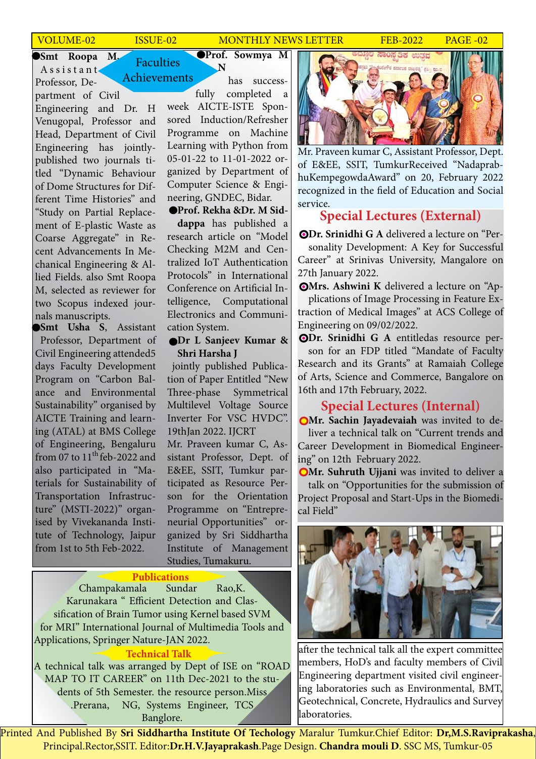## Faculties Achievements

- **Smt Roopa M,** Assistant Professor, Department of Civil Engineering and Dr. H Venugopal, Professor and Head, Department of Civil Engineering has jointly-published two journals titled "Dynamic Behaviour of Dome Structures for Different Time Histories" and "Study on Partial Replacement of E-plastic Waste as Coarse Aggregate" in Recent Advancements In Mechanical Engineering & Allied Fields. also Smt Roopa M, selected as reviewer for two Scopus indexed journals manuscripts.
- **Smt Usha S**, Assistant Professor, Department of Civil Engineering attended5 days Faculty Development Program on "Carbon Balance and Environmental Sustainability" organised by AICTE Training and learning (ATAL) at BMS College of Engineering, Bengaluru from 07 to 11$^{th}$ feb-2022 and also participated in "Materials for Sustainability of Transportation Infrastructure" (MSTI-2022)" organised by Vivekananda Institute of Technology, Jaipur from 1st to 5th Feb-2022.
- **Prof. Sowmya M N** has successfully completed a week AICTE-ISTE Sponsored Induction/Refresher Programme on Machine Learning with Python from 05-01-22 to 11-01-2022 organized by Department of Computer Science & Engineering, GNDEC, Bidar.
- **Prof. Rekha &Dr. M Siddappa** has published a research article on "Model Checking M2M and Centralized IoT Authentication Protocols" in International Conference on Artificial Intelligence, Computational Electronics and Communication System.
- **Dr L Sanjeev Kumar & Shri Harsha J** jointly published Publication of Paper Entitled "New Three-phase Symmetrical Multilevel Voltage Source Inverter For VSC HVDC". 19thJan 2022. IJCRT

Mr. Praveen kumar C, Assistant Professor, Dept. of E&EE, SSIT, Tumkur participated as Resource Person for the Orientation Programme on "Entrepreneurial Opportunities" organized by Sri Siddhartha Institute of Management Studies, Tumakuru.

### Publications

Champakamala Sundar Rao,K. Karunakara " Efficient Detection and Classification of Brain Tumor using Kernel based SVM for MRI" International Journal of Multimedia Tools and Applications, Springer Nature-JAN 2022.

### Technical Talk

A technical talk was arranged by Dept of ISE on "ROAD MAP TO IT CAREER" on 11th Dec-2021 to the students of 5th Semester. the resource person.Miss .Prerana, NG, Systems Engineer, TCS Banglore.

Mr. Praveen kumar C, Assistant Professor, Dept. of E&EE, SSIT, TumkurReceived "NadaprabhuKempegowdaAward" on 20, February 2022 recognized in the field of Education and Social service.

## Special Lectures (External)

- **Dr. Srinidhi G A** delivered a lecture on "Personality Development: A Key for Successful Career" at Srinivas University, Mangalore on 27th January 2022.
- **Mrs. Ashwini K** delivered a lecture on "Applications of Image Processing in Feature Extraction of Medical Images" at ACS College of Engineering on 09/02/2022.
- **Dr. Srinidhi G A** entitledas resource person for an FDP titled "Mandate of Faculty Research and its Grants" at Ramaiah College of Arts, Science and Commerce, Bangalore on 16th and 17th February, 2022.

## Special Lectures (Internal)

- **Mr. Sachin Jayadevaiah** was invited to deliver a technical talk on "Current trends and Career Development in Biomedical Engineering" on 12th February 2022.
- **Mr. Suhruth Ujjani** was invited to deliver a talk on "Opportunities for the submission of Project Proposal and Start-Ups in the Biomedical Field"

after the technical talk all the expert committee members, HoD's and faculty members of Civil Engineering department visited civil engineering laboratories such as Environmental, BMT, Geotechnical, Concrete, Hydraulics and Survey laboratories.

Printed And Published By **Sri Siddhartha Institute Of Techology** Maralur Tumkur.Chief Editor: **Dr,M.S.Raviprakasha**, Principal.Rector,SSIT. Editor:**Dr.H.V.Jayaprakash**.Page Design. **Chandra mouli D**. SSC MS, Tumkur-05